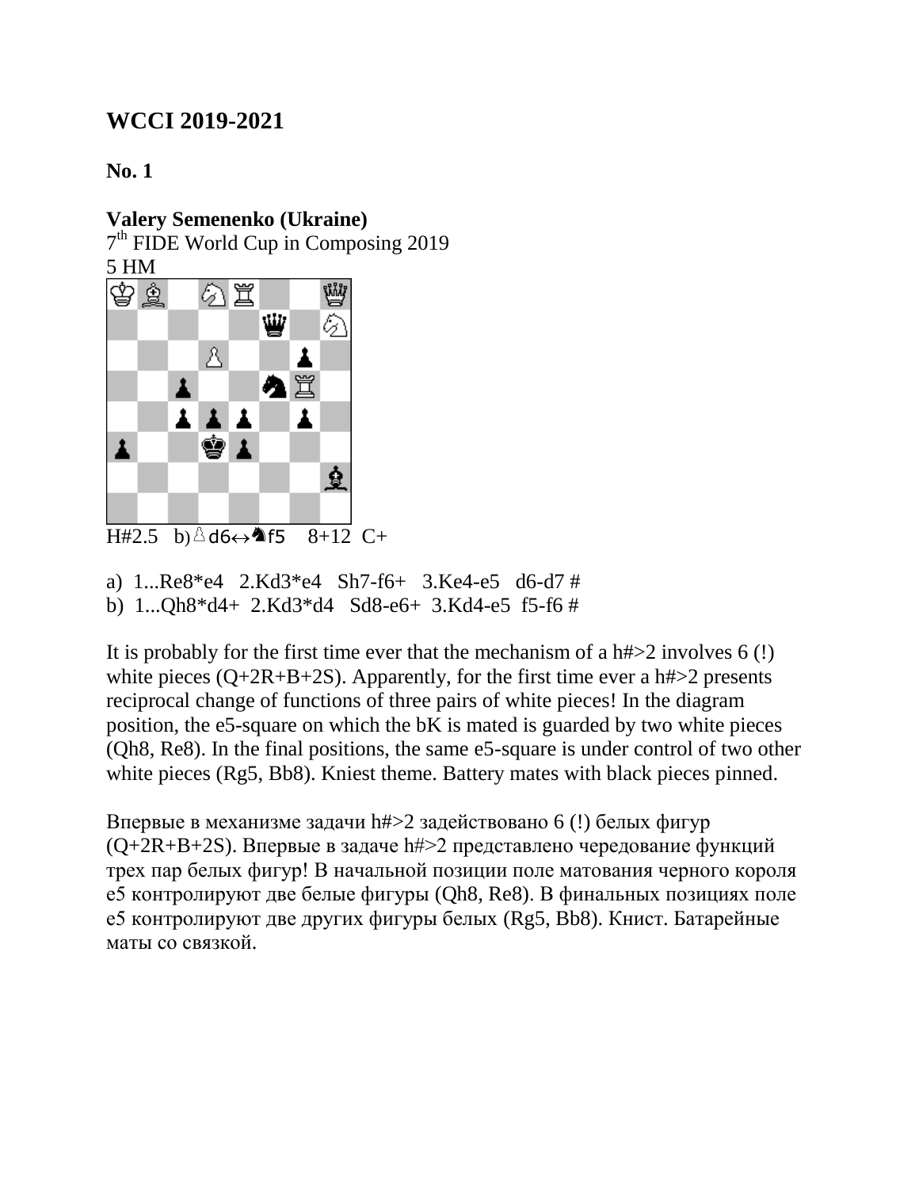## WCCI 2019-2021

### No. 1

**Valery Semenenko (Ukraine)**
7th FIDE World Cup in Composing 2019
5 HM

H#2.5 b) ♙d6↔♞f5 8+12 C+

a) 1...Re8*e4 2.Kd3*e4 Sh7-f6+ 3.Ke4-e5 d6-d7 #
b) 1...Qh8*d4+ 2.Kd3*d4 Sd8-e6+ 3.Kd4-e5 f5-f6 #

It is probably for the first time ever that the mechanism of a h#>2 involves 6 (!) white pieces (Q+2R+B+2S). Apparently, for the first time ever a h#>2 presents reciprocal change of functions of three pairs of white pieces! In the diagram position, the e5-square on which the bK is mated is guarded by two white pieces (Qh8, Re8). In the final positions, the same e5-square is under control of two other white pieces (Rg5, Bb8). Kniest theme. Battery mates with black pieces pinned.

Впервые в механизме задачи h#>2 задействовано 6 (!) белых фигур (Q+2R+B+2S). Впервые в задаче h#>2 представлено чередование функций трех пар белых фигур! В начальной позиции поле матования черного короля e5 контролируют две белые фигуры (Qh8, Re8). В финальных позициях поле e5 контролируют две других фигуры белых (Rg5, Bb8). Книст. Батарейные маты со связкой.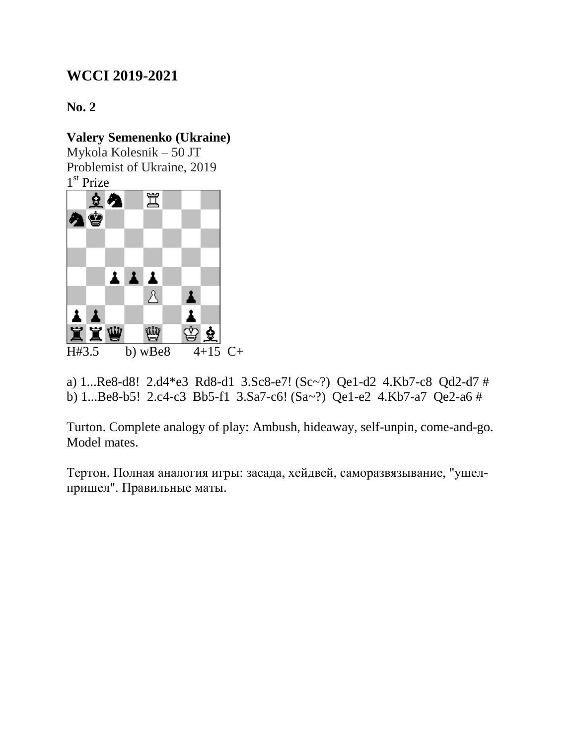## WCCI 2019-2021

**No. 2**

**Valery Semenenko (Ukraine)**
Mykola Kolesnik – 50 JT
Problemist of Ukraine, 2019
1st Prize

H#3.5 b) wBe8 4+15 C+

a) 1...Re8-d8! 2.d4*e3 Rd8-d1 3.Sc8-e7! (Sc~?) Qe1-d2 4.Kb7-c8 Qd2-d7 #
b) 1...Be8-b5! 2.c4-c3 Bb5-f1 3.Sa7-c6! (Sa~?) Qe1-e2 4.Kb7-a7 Qe2-a6 #

Turton. Complete analogy of play: Ambush, hideaway, self-unpin, come-and-go. Model mates.

Тертон. Полная аналогия игры: засада, хейдвей, саморазвязывание, "ушел-пришел". Правильные маты.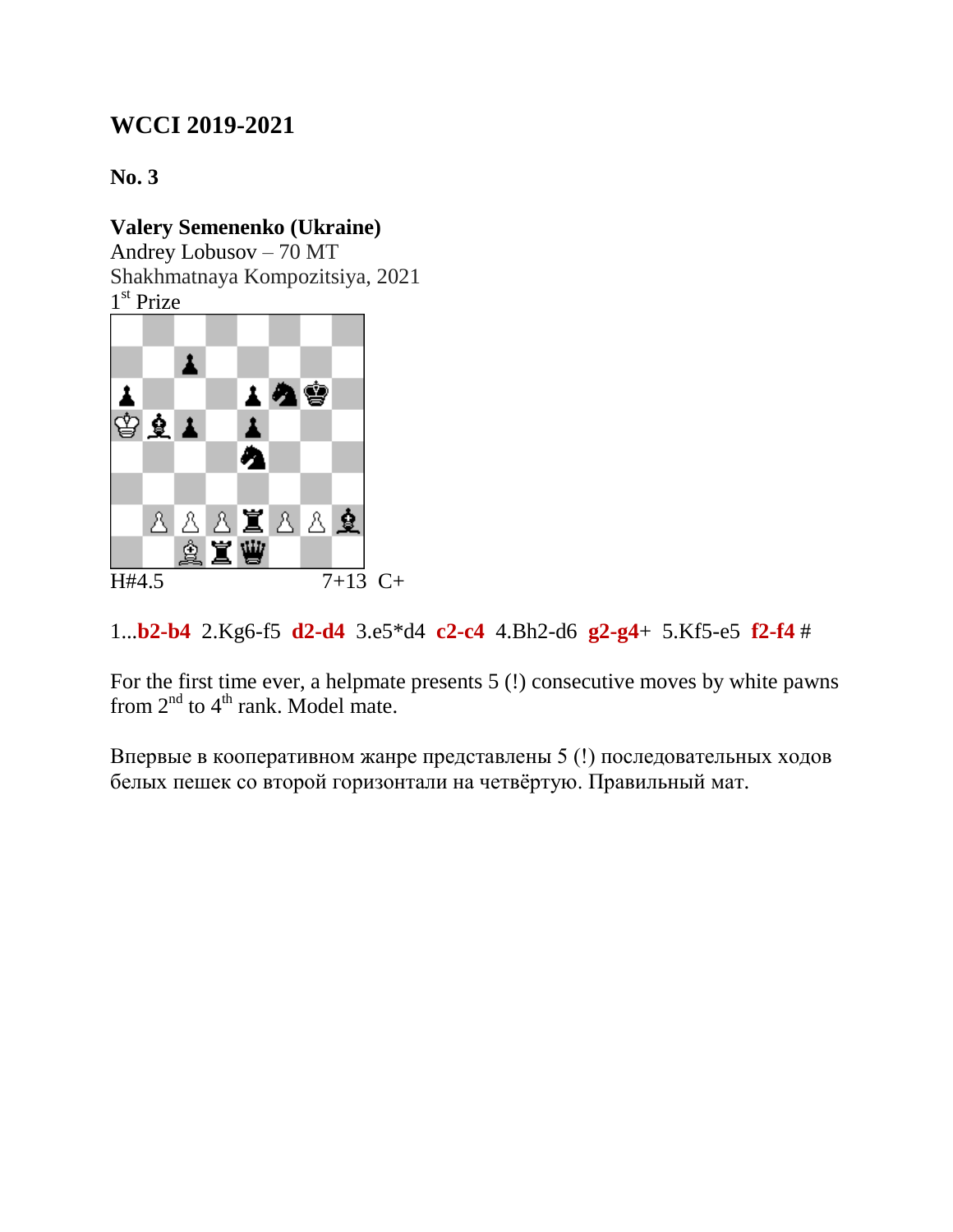## WCCI 2019-2021

### No. 3

**Valery Semenenko (Ukraine)**
Andrey Lobusov – 70 MT
Shakhmatnaya Kompozitsiya, 2021
1st Prize

H#4.5 7+13 C+

1...**b2-b4** 2.Kg6-f5 **d2-d4** 3.e5*d4 **c2-c4** 4.Bh2-d6 **g2-g4**+ 5.Kf5-e5 **f2-f4** #

For the first time ever, a helpmate presents 5 (!) consecutive moves by white pawns from 2nd to 4th rank. Model mate.

Впервые в кооперативном жанре представлены 5 (!) последовательных ходов белых пешек со второй горизонтали на четвёртую. Правильный мат.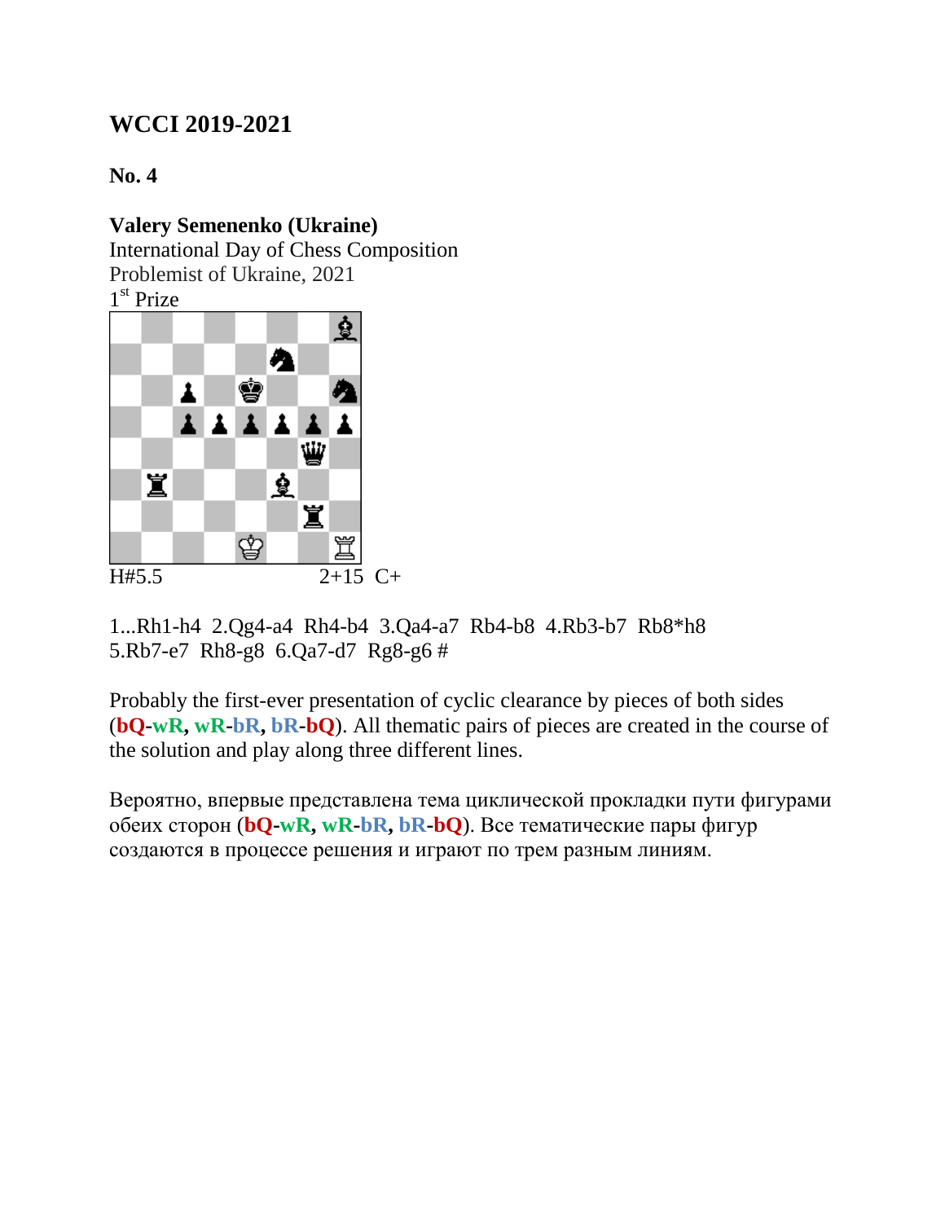## WCCI 2019-2021

### No. 4

**Valery Semenenko (Ukraine)**
International Day of Chess Composition
Problemist of Ukraine, 2021
1st Prize

H#5.5 2+15 C+

1...Rh1-h4 2.Qg4-a4 Rh4-b4 3.Qa4-a7 Rb4-b8 4.Rb3-b7 Rb8*h8 5.Rb7-e7 Rh8-g8 6.Qa7-d7 Rg8-g6 #

Probably the first-ever presentation of cyclic clearance by pieces of both sides (**bQ**-**wR**, **wR**-**bR**, **bR**-**bQ**). All thematic pairs of pieces are created in the course of the solution and play along three different lines.

Вероятно, впервые представлена тема циклической прокладки пути фигурами обеих сторон (**bQ**-**wR**, **wR**-**bR**, **bR**-**bQ**). Все тематические пары фигур создаются в процессе решения и играют по трем разным линиям.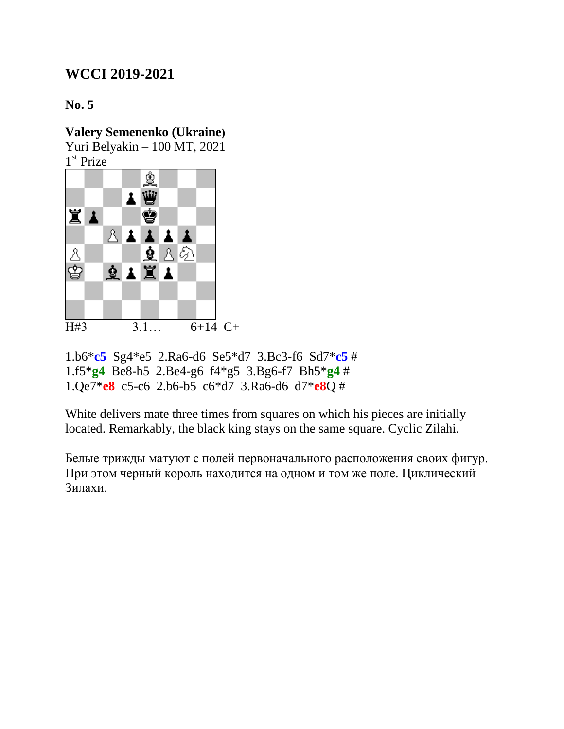## WCCI 2019-2021

### No. 5

**Valery Semenenko (Ukraine)**
Yuri Belyakin – 100 MT, 2021
1st Prize

H#3 3.1… 6+14 C+

1.b6*c5 Sg4*e5 2.Ra6-d6 Se5*d7 3.Bc3-f6 Sd7*c5 #
1.f5*g4 Be8-h5 2.Be4-g6 f4*g5 3.Bg6-f7 Bh5*g4 #
1.Qe7*e8 c5-c6 2.b6-b5 c6*d7 3.Ra6-d6 d7*e8Q #

White delivers mate three times from squares on which his pieces are initially located. Remarkably, the black king stays on the same square. Cyclic Zilahi.

Белые трижды матуют с полей первоначального расположения своих фигур. При этом черный король находится на одном и том же поле. Циклический Зилахи.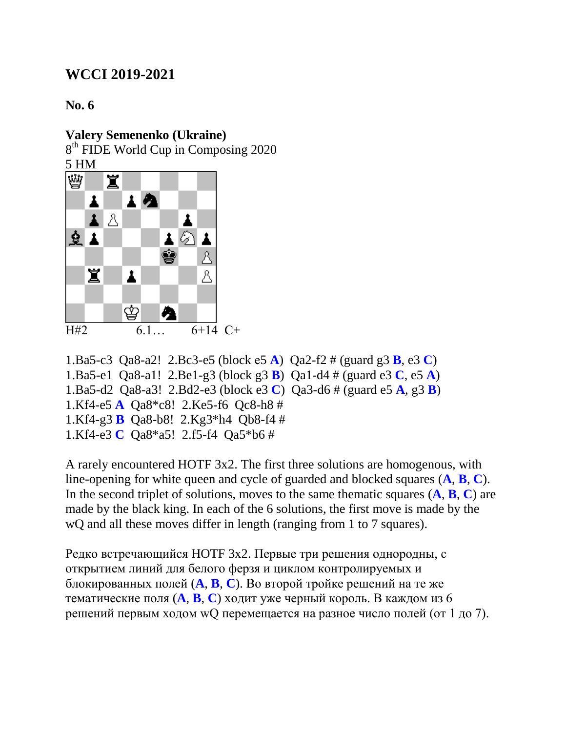## WCCI 2019-2021

**No. 6**

**Valery Semenenko (Ukraine)**
8th FIDE World Cup in Composing 2020
5 HM

H#2 6.1… 6+14 C+

1.Ba5-c3 Qa8-a2! 2.Bc3-e5 (block e5 **A**) Qa2-f2 # (guard g3 **B**, e3 **C**)
1.Ba5-e1 Qa8-a1! 2.Be1-g3 (block g3 **B**) Qa1-d4 # (guard e3 **C**, e5 **A**)
1.Ba5-d2 Qa8-a3! 2.Bd2-e3 (block e3 **C**) Qa3-d6 # (guard e5 **A**, g3 **B**)
1.Kf4-e5 **A** Qa8*c8! 2.Ke5-f6 Qc8-h8 #
1.Kf4-g3 **B** Qa8-b8! 2.Kg3*h4 Qb8-f4 #
1.Kf4-e3 **C** Qa8*a5! 2.f5-f4 Qa5*b6 #

A rarely encountered HOTF 3x2. The first three solutions are homogenous, with line-opening for white queen and cycle of guarded and blocked squares (**A**, **B**, **C**). In the second triplet of solutions, moves to the same thematic squares (**A**, **B**, **C**) are made by the black king. In each of the 6 solutions, the first move is made by the wQ and all these moves differ in length (ranging from 1 to 7 squares).

Редко встречающийся HOTF 3x2. Первые три решения однородны, с открытием линий для белого ферзя и циклом контролируемых и блокированных полей (**A**, **B**, **C**). Во второй тройке решений на те же тематические поля (**A**, **B**, **C**) ходит уже черный король. В каждом из 6 решений первым ходом wQ перемещается на разное число полей (от 1 до 7).